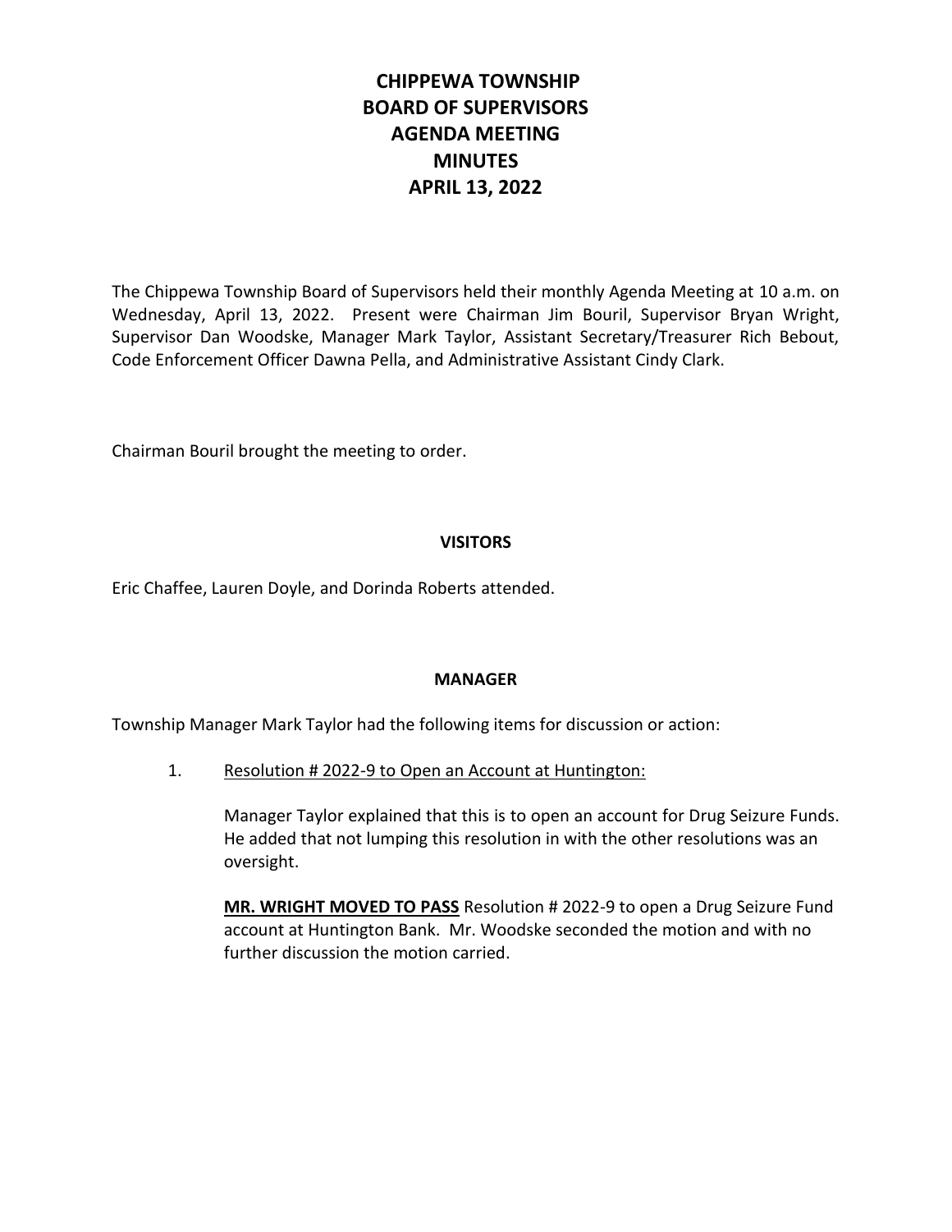# CHIPPEWA TOWNSHIP
# BOARD OF SUPERVISORS
# AGENDA MEETING
# MINUTES
# APRIL 13, 2022

The Chippewa Township Board of Supervisors held their monthly Agenda Meeting at 10 a.m. on Wednesday, April 13, 2022. Present were Chairman Jim Bouril, Supervisor Bryan Wright, Supervisor Dan Woodske, Manager Mark Taylor, Assistant Secretary/Treasurer Rich Bebout, Code Enforcement Officer Dawna Pella, and Administrative Assistant Cindy Clark.

Chairman Bouril brought the meeting to order.

## VISITORS

Eric Chaffee, Lauren Doyle, and Dorinda Roberts attended.

## MANAGER

Township Manager Mark Taylor had the following items for discussion or action:

1. Resolution # 2022-9 to Open an Account at Huntington:

   Manager Taylor explained that this is to open an account for Drug Seizure Funds. He added that not lumping this resolution in with the other resolutions was an oversight.

   **MR. WRIGHT MOVED TO PASS** Resolution # 2022-9 to open a Drug Seizure Fund account at Huntington Bank. Mr. Woodske seconded the motion and with no further discussion the motion carried.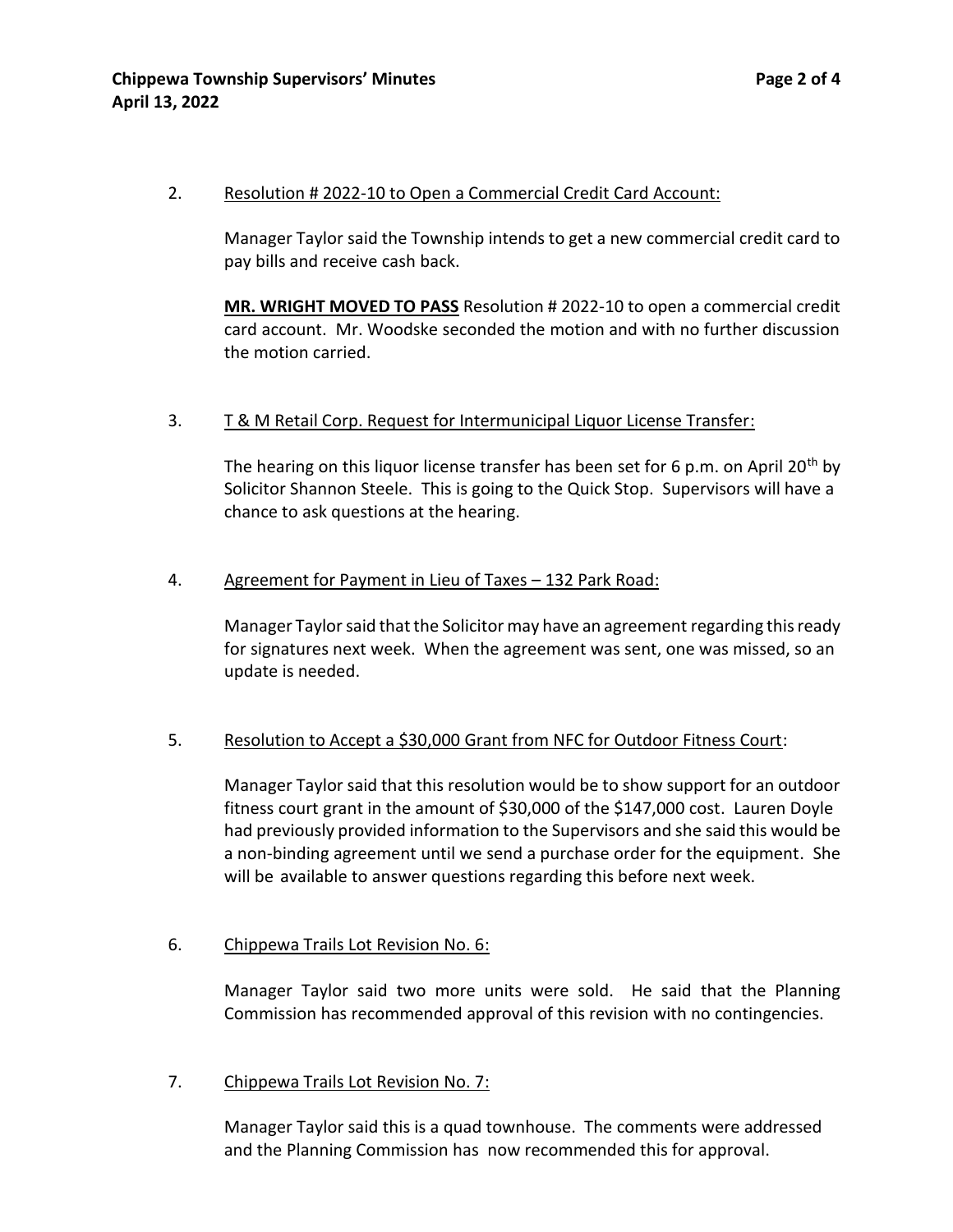2. Resolution # 2022-10 to Open a Commercial Credit Card Account:

   Manager Taylor said the Township intends to get a new commercial credit card to pay bills and receive cash back.

   **MR. WRIGHT MOVED TO PASS** Resolution # 2022-10 to open a commercial credit card account. Mr. Woodske seconded the motion and with no further discussion the motion carried.

3. T & M Retail Corp. Request for Intermunicipal Liquor License Transfer:

   The hearing on this liquor license transfer has been set for 6 p.m. on April 20th by Solicitor Shannon Steele. This is going to the Quick Stop. Supervisors will have a chance to ask questions at the hearing.

4. Agreement for Payment in Lieu of Taxes – 132 Park Road:

   Manager Taylor said that the Solicitor may have an agreement regarding this ready for signatures next week. When the agreement was sent, one was missed, so an update is needed.

5. Resolution to Accept a $30,000 Grant from NFC for Outdoor Fitness Court:

   Manager Taylor said that this resolution would be to show support for an outdoor fitness court grant in the amount of $30,000 of the $147,000 cost. Lauren Doyle had previously provided information to the Supervisors and she said this would be a non-binding agreement until we send a purchase order for the equipment. She will be available to answer questions regarding this before next week.

6. Chippewa Trails Lot Revision No. 6:

   Manager Taylor said two more units were sold. He said that the Planning Commission has recommended approval of this revision with no contingencies.

7. Chippewa Trails Lot Revision No. 7:

   Manager Taylor said this is a quad townhouse. The comments were addressed and the Planning Commission has now recommended this for approval.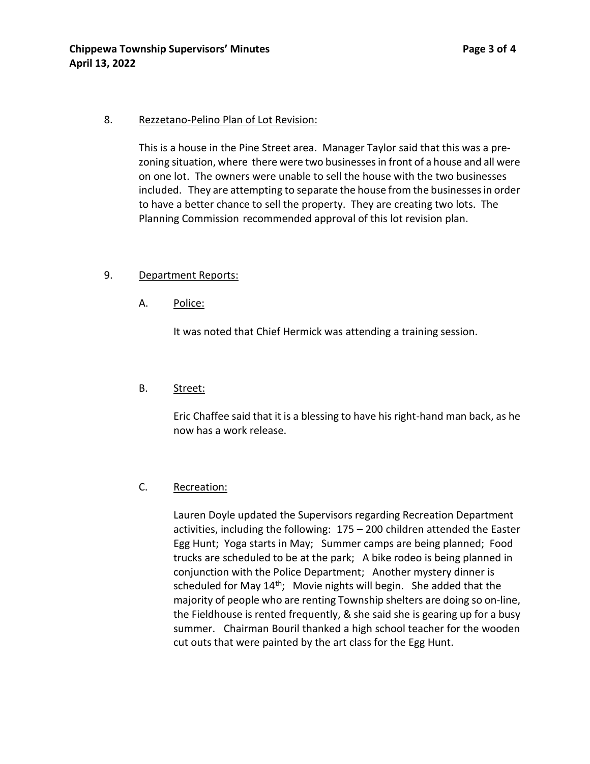8. Rezzetano-Pelino Plan of Lot Revision:

This is a house in the Pine Street area. Manager Taylor said that this was a pre-zoning situation, where there were two businesses in front of a house and all were on one lot. The owners were unable to sell the house with the two businesses included. They are attempting to separate the house from the businesses in order to have a better chance to sell the property. They are creating two lots. The Planning Commission recommended approval of this lot revision plan.

9. Department Reports:

A. Police:

It was noted that Chief Hermick was attending a training session.

B. Street:

Eric Chaffee said that it is a blessing to have his right-hand man back, as he now has a work release.

C. Recreation:

Lauren Doyle updated the Supervisors regarding Recreation Department activities, including the following: 175 – 200 children attended the Easter Egg Hunt; Yoga starts in May; Summer camps are being planned; Food trucks are scheduled to be at the park; A bike rodeo is being planned in conjunction with the Police Department; Another mystery dinner is scheduled for May 14th; Movie nights will begin. She added that the majority of people who are renting Township shelters are doing so on-line, the Fieldhouse is rented frequently, & she said she is gearing up for a busy summer. Chairman Bouril thanked a high school teacher for the wooden cut outs that were painted by the art class for the Egg Hunt.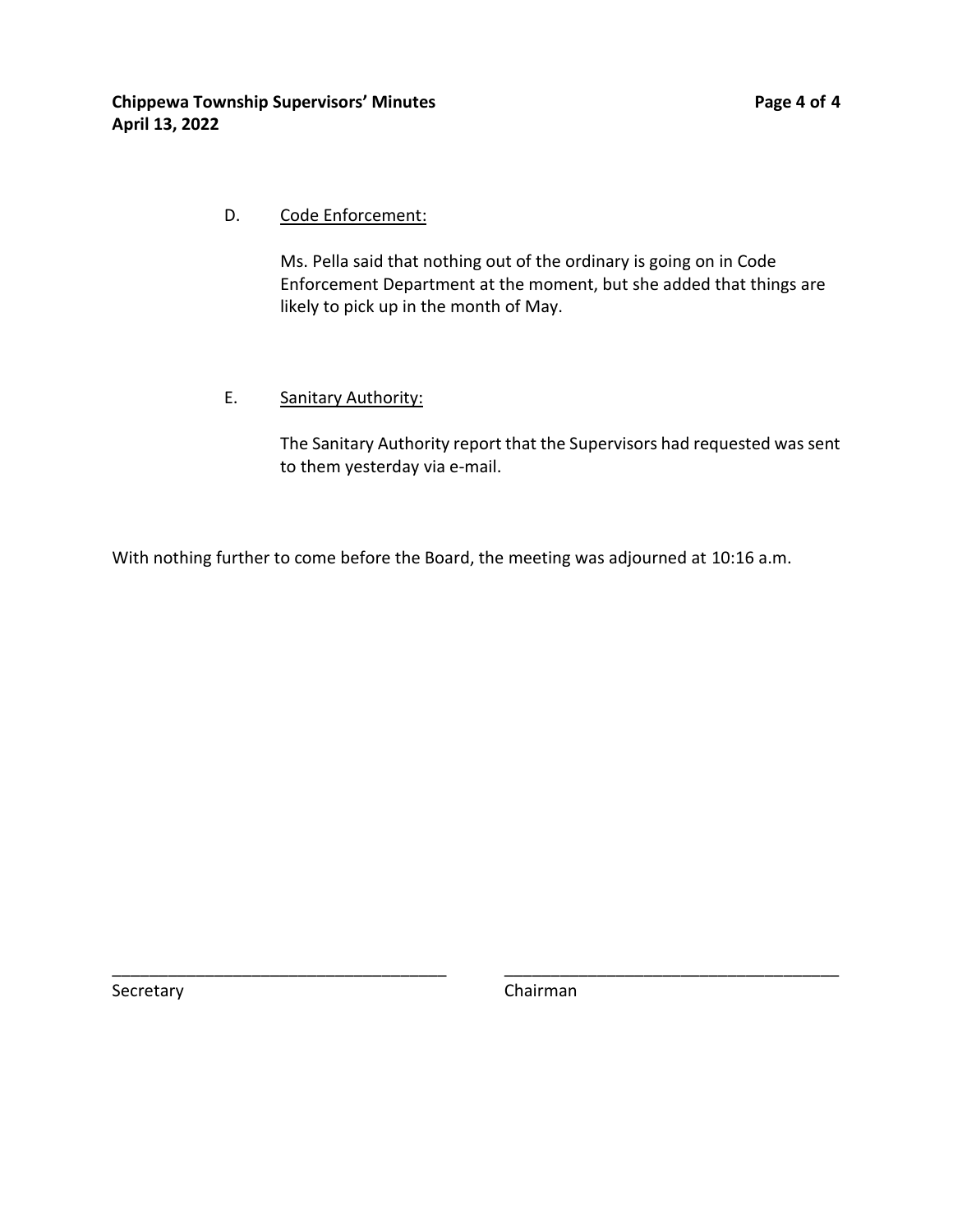D. <u>Code Enforcement:</u>

Ms. Pella said that nothing out of the ordinary is going on in Code Enforcement Department at the moment, but she added that things are likely to pick up in the month of May.

E. <u>Sanitary Authority:</u>

The Sanitary Authority report that the Supervisors had requested was sent to them yesterday via e-mail.

With nothing further to come before the Board, the meeting was adjourned at 10:16 a.m.

\_\_\_\_\_\_\_\_\_\_\_\_\_\_\_\_\_\_\_\_\_\_\_\_\_\_\_\_\_\_\_\_\_\_\_\_ \_\_\_\_\_\_\_\_\_\_\_\_\_\_\_\_\_\_\_\_\_\_\_\_\_\_\_\_\_\_\_\_\_\_\_\_

Secretary Chairman